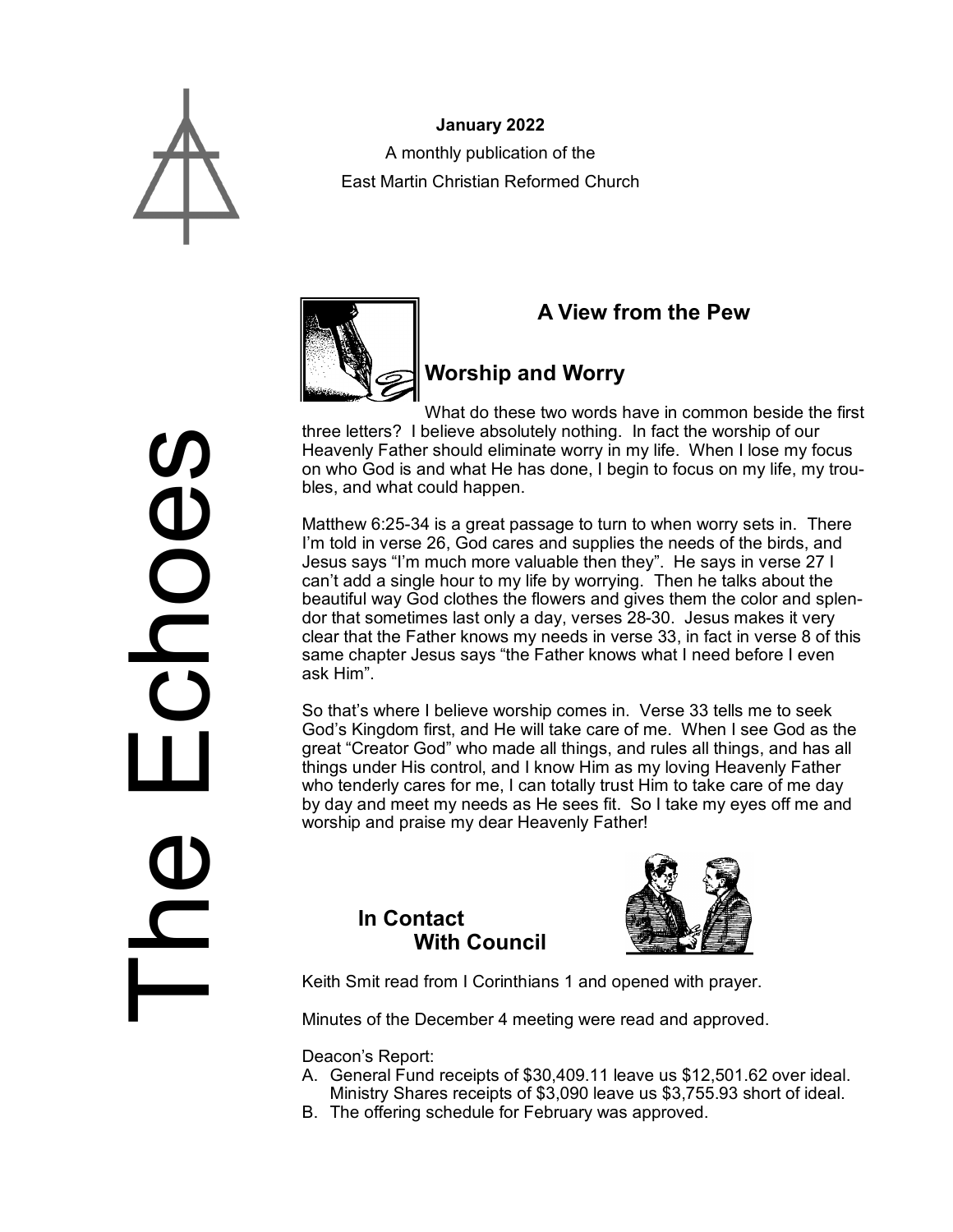# The Echoes

**January 2022**

A monthly publication of the

East Martin Christian Reformed Church

## A View from the Pew

### Worship and Worry

What do these two words have in common beside the first three letters? I believe absolutely nothing. In fact the worship of our Heavenly Father should eliminate worry in my life. When I lose my focus on who God is and what He has done, I begin to focus on my life, my troubles, and what could happen.

Matthew 6:25-34 is a great passage to turn to when worry sets in. There I'm told in verse 26, God cares and supplies the needs of the birds, and Jesus says "I'm much more valuable then they". He says in verse 27 I can't add a single hour to my life by worrying. Then he talks about the beautiful way God clothes the flowers and gives them the color and splendor that sometimes last only a day, verses 28-30. Jesus makes it very clear that the Father knows my needs in verse 33, in fact in verse 8 of this same chapter Jesus says "the Father knows what I need before I even ask Him".

So that's where I believe worship comes in. Verse 33 tells me to seek God's Kingdom first, and He will take care of me. When I see God as the great "Creator God" who made all things, and rules all things, and has all things under His control, and I know Him as my loving Heavenly Father who tenderly cares for me, I can totally trust Him to take care of me day by day and meet my needs as He sees fit. So I take my eyes off me and worship and praise my dear Heavenly Father!

## In Contact With Council

Keith Smit read from I Corinthians 1 and opened with prayer.

Minutes of the December 4 meeting were read and approved.

Deacon's Report:

A. General Fund receipts of $30,409.11 leave us $12,501.62 over ideal. Ministry Shares receipts of $3,090 leave us $3,755.93 short of ideal.
B. The offering schedule for February was approved.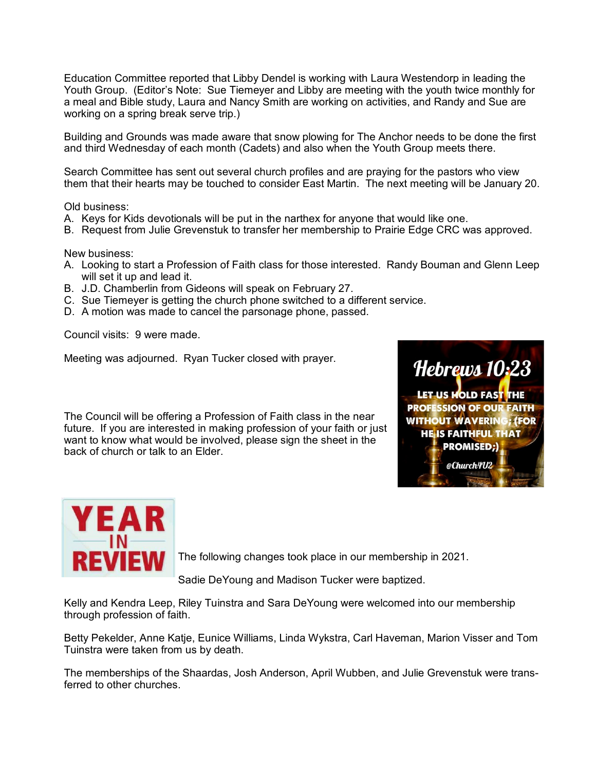Education Committee reported that Libby Dendel is working with Laura Westendorp in leading the Youth Group. (Editor's Note: Sue Tiemeyer and Libby are meeting with the youth twice monthly for a meal and Bible study, Laura and Nancy Smith are working on activities, and Randy and Sue are working on a spring break serve trip.)

Building and Grounds was made aware that snow plowing for The Anchor needs to be done the first and third Wednesday of each month (Cadets) and also when the Youth Group meets there.

Search Committee has sent out several church profiles and are praying for the pastors who view them that their hearts may be touched to consider East Martin. The next meeting will be January 20.

Old business:

A. Keys for Kids devotionals will be put in the narthex for anyone that would like one.
B. Request from Julie Grevenstuk to transfer her membership to Prairie Edge CRC was approved.

New business:

A. Looking to start a Profession of Faith class for those interested. Randy Bouman and Glenn Leep will set it up and lead it.
B. J.D. Chamberlin from Gideons will speak on February 27.
C. Sue Tiemeyer is getting the church phone switched to a different service.
D. A motion was made to cancel the parsonage phone, passed.

Council visits: 9 were made.

Meeting was adjourned. Ryan Tucker closed with prayer.

The Council will be offering a Profession of Faith class in the near future. If you are interested in making profession of your faith or just want to know what would be involved, please sign the sheet in the back of church or talk to an Elder.

Hebrews 10:23

LET US HOLD FAST THE PROFESSION OF OUR FAITH WITHOUT WAVERING; (FOR HE IS FAITHFUL THAT PROMISED;)

@Church4U2

## YEAR IN REVIEW

The following changes took place in our membership in 2021.

Sadie DeYoung and Madison Tucker were baptized.

Kelly and Kendra Leep, Riley Tuinstra and Sara DeYoung were welcomed into our membership through profession of faith.

Betty Pekelder, Anne Katje, Eunice Williams, Linda Wykstra, Carl Haveman, Marion Visser and Tom Tuinstra were taken from us by death.

The memberships of the Shaardas, Josh Anderson, April Wubben, and Julie Grevenstuk were transferred to other churches.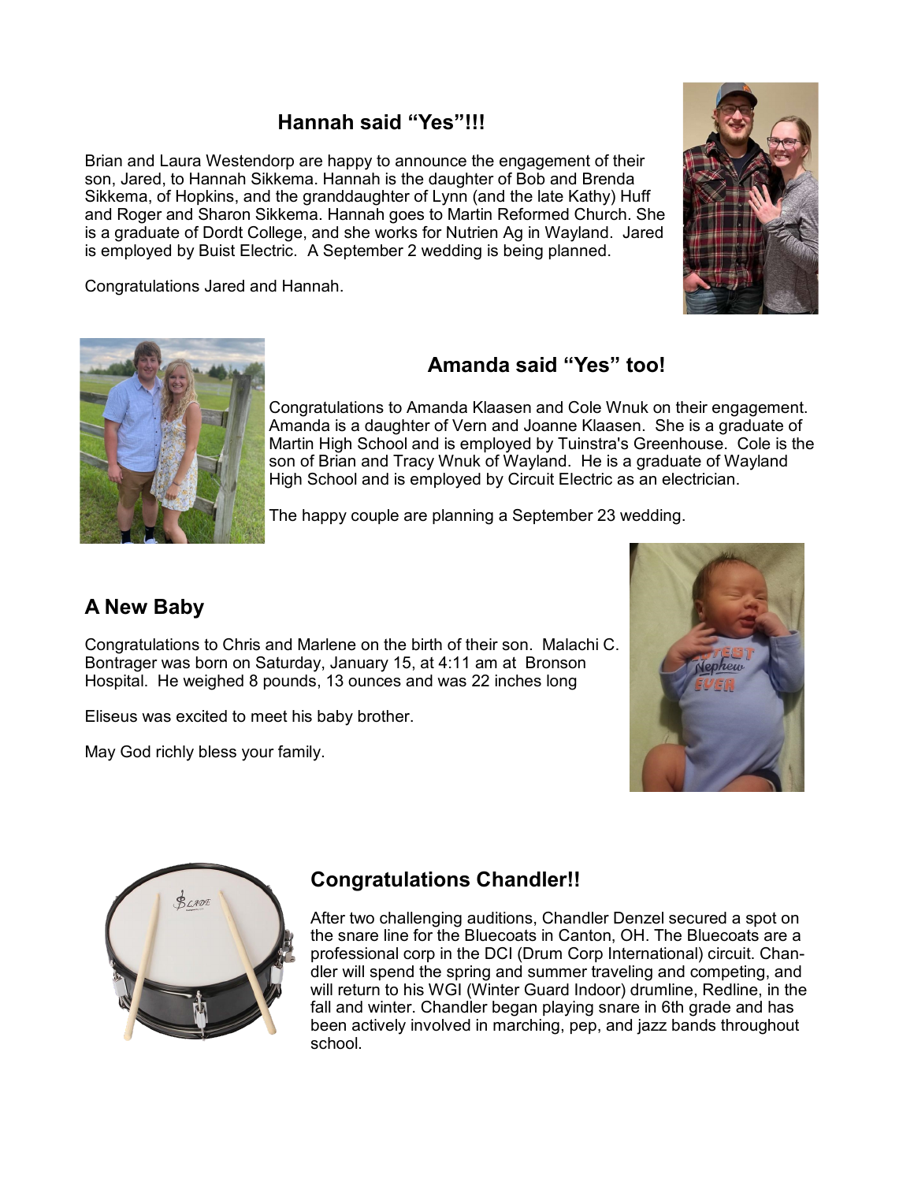## Hannah said "Yes"!!!

Brian and Laura Westendorp are happy to announce the engagement of their son, Jared, to Hannah Sikkema. Hannah is the daughter of Bob and Brenda Sikkema, of Hopkins, and the granddaughter of Lynn (and the late Kathy) Huff and Roger and Sharon Sikkema. Hannah goes to Martin Reformed Church. She is a graduate of Dordt College, and she works for Nutrien Ag in Wayland. Jared is employed by Buist Electric. A September 2 wedding is being planned.

Congratulations Jared and Hannah.

## Amanda said "Yes" too!

Congratulations to Amanda Klaasen and Cole Wnuk on their engagement. Amanda is a daughter of Vern and Joanne Klaasen. She is a graduate of Martin High School and is employed by Tuinstra's Greenhouse. Cole is the son of Brian and Tracy Wnuk of Wayland. He is a graduate of Wayland High School and is employed by Circuit Electric as an electrician.

The happy couple are planning a September 23 wedding.

## A New Baby

Congratulations to Chris and Marlene on the birth of their son. Malachi C. Bontrager was born on Saturday, January 15, at 4:11 am at Bronson Hospital. He weighed 8 pounds, 13 ounces and was 22 inches long

Eliseus was excited to meet his baby brother.

May God richly bless your family.

## Congratulations Chandler!!

After two challenging auditions, Chandler Denzel secured a spot on the snare line for the Bluecoats in Canton, OH. The Bluecoats are a professional corp in the DCI (Drum Corp International) circuit. Chandler will spend the spring and summer traveling and competing, and will return to his WGI (Winter Guard Indoor) drumline, Redline, in the fall and winter. Chandler began playing snare in 6th grade and has been actively involved in marching, pep, and jazz bands throughout school.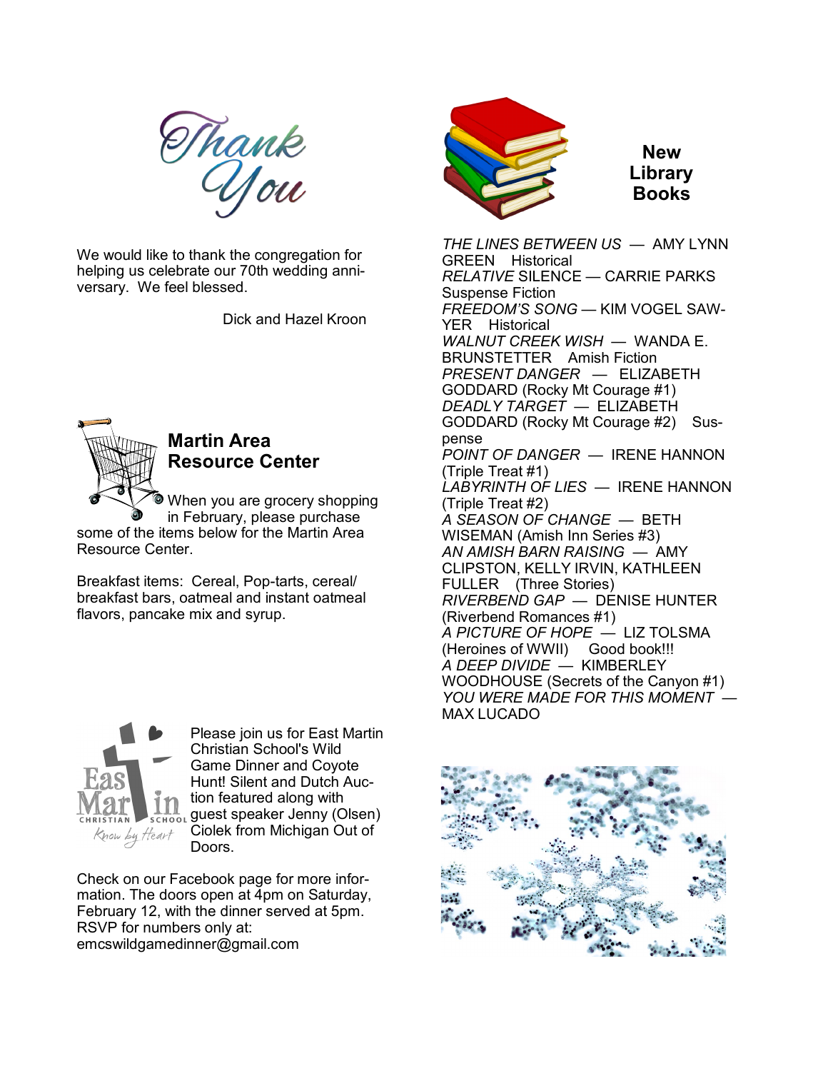# Thank You

We would like to thank the congregation for helping us celebrate our 70th wedding anniversary. We feel blessed.

Dick and Hazel Kroon

## Martin Area Resource Center

When you are grocery shopping in February, please purchase some of the items below for the Martin Area Resource Center.

Breakfast items: Cereal, Pop-tarts, cereal/breakfast bars, oatmeal and instant oatmeal flavors, pancake mix and syrup.

Please join us for East Martin Christian School's Wild Game Dinner and Coyote Hunt! Silent and Dutch Auction featured along with guest speaker Jenny (Olsen) Ciolek from Michigan Out of Doors.

Check on our Facebook page for more information. The doors open at 4pm on Saturday, February 12, with the dinner served at 5pm. RSVP for numbers only at: emcswildgamedinner@gmail.com

## New Library Books

*THE LINES BETWEEN US* — AMY LYNN GREEN Historical
*RELATIVE* SILENCE — CARRIE PARKS Suspense Fiction
*FREEDOM'S SONG* — KIM VOGEL SAWYER Historical
*WALNUT CREEK WISH* — WANDA E. BRUNSTETTER Amish Fiction
*PRESENT DANGER* — ELIZABETH GODDARD (Rocky Mt Courage #1)
*DEADLY TARGET* — ELIZABETH GODDARD (Rocky Mt Courage #2) Suspense
*POINT OF DANGER* — IRENE HANNON (Triple Treat #1)
*LABYRINTH OF LIES* — IRENE HANNON (Triple Treat #2)
*A SEASON OF CHANGE* — BETH WISEMAN (Amish Inn Series #3)
*AN AMISH BARN RAISING* — AMY CLIPSTON, KELLY IRVIN, KATHLEEN FULLER (Three Stories)
*RIVERBEND GAP* — DENISE HUNTER (Riverbend Romances #1)
*A PICTURE OF HOPE* — LIZ TOLSMA (Heroines of WWII) Good book!!!
*A DEEP DIVIDE* — KIMBERLEY WOODHOUSE (Secrets of the Canyon #1)
*YOU WERE MADE FOR THIS MOMENT* — MAX LUCADO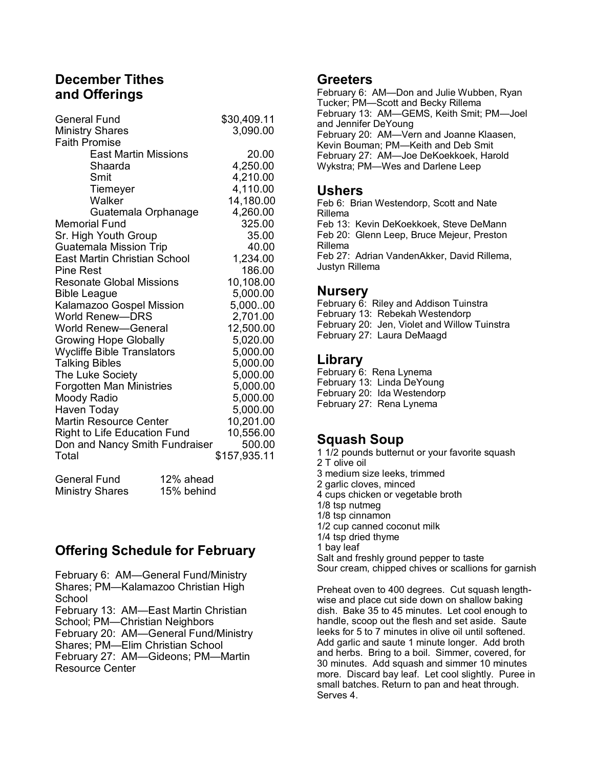## December Tithes and Offerings

| | |
|---|---|
| General Fund | $30,409.11 |
| Ministry Shares | 3,090.00 |
| Faith Promise | |
| East Martin Missions | 20.00 |
| Shaarda | 4,250.00 |
| Smit | 4,210.00 |
| Tiemeyer | 4,110.00 |
| Walker | 14,180.00 |
| Guatemala Orphanage | 4,260.00 |
| Memorial Fund | 325.00 |
| Sr. High Youth Group | 35.00 |
| Guatemala Mission Trip | 40.00 |
| East Martin Christian School | 1,234.00 |
| Pine Rest | 186.00 |
| Resonate Global Missions | 10,108.00 |
| Bible League | 5,000.00 |
| Kalamazoo Gospel Mission | 5,000..00 |
| World Renew—DRS | 2,701.00 |
| World Renew—General | 12,500.00 |
| Growing Hope Globally | 5,020.00 |
| Wycliffe Bible Translators | 5,000.00 |
| Talking Bibles | 5,000.00 |
| The Luke Society | 5,000.00 |
| Forgotten Man Ministries | 5,000.00 |
| Moody Radio | 5,000.00 |
| Haven Today | 5,000.00 |
| Martin Resource Center | 10,201.00 |
| Right to Life Education Fund | 10,556.00 |
| Don and Nancy Smith Fundraiser | 500.00 |
| Total | $157,935.11 |

| | |
|---|---|
| General Fund | 12% ahead |
| Ministry Shares | 15% behind |

## Offering Schedule for February

February 6: AM—General Fund/Ministry Shares; PM—Kalamazoo Christian High School
February 13: AM—East Martin Christian School; PM—Christian Neighbors
February 20: AM—General Fund/Ministry Shares; PM—Elim Christian School
February 27: AM—Gideons; PM—Martin Resource Center

## Greeters

February 6: AM—Don and Julie Wubben, Ryan Tucker; PM—Scott and Becky Rillema
February 13: AM—GEMS, Keith Smit; PM—Joel and Jennifer DeYoung
February 20: AM—Vern and Joanne Klaasen, Kevin Bouman; PM—Keith and Deb Smit
February 27: AM—Joe DeKoekkoek, Harold Wykstra; PM—Wes and Darlene Leep

## Ushers

Feb 6: Brian Westendorp, Scott and Nate Rillema
Feb 13: Kevin DeKoekkoek, Steve DeMann
Feb 20: Glenn Leep, Bruce Mejeur, Preston Rillema
Feb 27: Adrian VandenAkker, David Rillema, Justyn Rillema

## Nursery

February 6: Riley and Addison Tuinstra
February 13: Rebekah Westendorp
February 20: Jen, Violet and Willow Tuinstra
February 27: Laura DeMaagd

## Library

February 6: Rena Lynema
February 13: Linda DeYoung
February 20: Ida Westendorp
February 27: Rena Lynema

## Squash Soup

1 1/2 pounds butternut or your favorite squash
2 T olive oil
3 medium size leeks, trimmed
2 garlic cloves, minced
4 cups chicken or vegetable broth
1/8 tsp nutmeg
1/8 tsp cinnamon
1/2 cup canned coconut milk
1/4 tsp dried thyme
1 bay leaf
Salt and freshly ground pepper to taste
Sour cream, chipped chives or scallions for garnish

Preheat oven to 400 degrees. Cut squash lengthwise and place cut side down on shallow baking dish. Bake 35 to 45 minutes. Let cool enough to handle, scoop out the flesh and set aside. Saute leeks for 5 to 7 minutes in olive oil until softened. Add garlic and saute 1 minute longer. Add broth and herbs. Bring to a boil. Simmer, covered, for 30 minutes. Add squash and simmer 10 minutes more. Discard bay leaf. Let cool slightly. Puree in small batches. Return to pan and heat through. Serves 4.